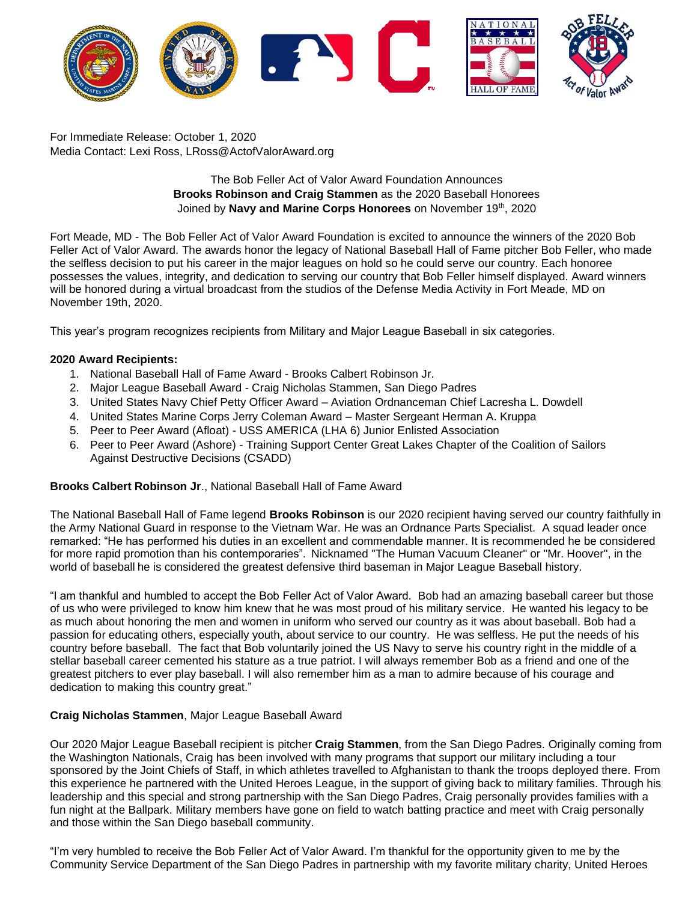For Immediate Release: October 1, 2020
Media Contact: Lexi Ross, LRoss@ActofValorAward.org

The Bob Feller Act of Valor Award Foundation Announces
**Brooks Robinson and Craig Stammen** as the 2020 Baseball Honorees
Joined by **Navy and Marine Corps Honorees** on November 19th, 2020

Fort Meade, MD - The Bob Feller Act of Valor Award Foundation is excited to announce the winners of the 2020 Bob Feller Act of Valor Award. The awards honor the legacy of National Baseball Hall of Fame pitcher Bob Feller, who made the selfless decision to put his career in the major leagues on hold so he could serve our country. Each honoree possesses the values, integrity, and dedication to serving our country that Bob Feller himself displayed. Award winners will be honored during a virtual broadcast from the studios of the Defense Media Activity in Fort Meade, MD on November 19th, 2020.

This year's program recognizes recipients from Military and Major League Baseball in six categories.

**2020 Award Recipients:**

1. National Baseball Hall of Fame Award - Brooks Calbert Robinson Jr.
2. Major League Baseball Award - Craig Nicholas Stammen, San Diego Padres
3. United States Navy Chief Petty Officer Award – Aviation Ordnanceman Chief Lacresha L. Dowdell
4. United States Marine Corps Jerry Coleman Award – Master Sergeant Herman A. Kruppa
5. Peer to Peer Award (Afloat) - USS AMERICA (LHA 6) Junior Enlisted Association
6. Peer to Peer Award (Ashore) - Training Support Center Great Lakes Chapter of the Coalition of Sailors Against Destructive Decisions (CSADD)

**Brooks Calbert Robinson Jr**., National Baseball Hall of Fame Award

The National Baseball Hall of Fame legend **Brooks Robinson** is our 2020 recipient having served our country faithfully in the Army National Guard in response to the Vietnam War. He was an Ordnance Parts Specialist. A squad leader once remarked: "He has performed his duties in an excellent and commendable manner. It is recommended he be considered for more rapid promotion than his contemporaries". Nicknamed "The Human Vacuum Cleaner" or "Mr. Hoover", in the world of baseball he is considered the greatest defensive third baseman in Major League Baseball history.

"I am thankful and humbled to accept the Bob Feller Act of Valor Award. Bob had an amazing baseball career but those of us who were privileged to know him knew that he was most proud of his military service. He wanted his legacy to be as much about honoring the men and women in uniform who served our country as it was about baseball. Bob had a passion for educating others, especially youth, about service to our country. He was selfless. He put the needs of his country before baseball. The fact that Bob voluntarily joined the US Navy to serve his country right in the middle of a stellar baseball career cemented his stature as a true patriot. I will always remember Bob as a friend and one of the greatest pitchers to ever play baseball. I will also remember him as a man to admire because of his courage and dedication to making this country great."

**Craig Nicholas Stammen**, Major League Baseball Award

Our 2020 Major League Baseball recipient is pitcher **Craig Stammen**, from the San Diego Padres. Originally coming from the Washington Nationals, Craig has been involved with many programs that support our military including a tour sponsored by the Joint Chiefs of Staff, in which athletes travelled to Afghanistan to thank the troops deployed there. From this experience he partnered with the United Heroes League, in the support of giving back to military families. Through his leadership and this special and strong partnership with the San Diego Padres, Craig personally provides families with a fun night at the Ballpark. Military members have gone on field to watch batting practice and meet with Craig personally and those within the San Diego baseball community.

"I'm very humbled to receive the Bob Feller Act of Valor Award. I'm thankful for the opportunity given to me by the Community Service Department of the San Diego Padres in partnership with my favorite military charity, United Heroes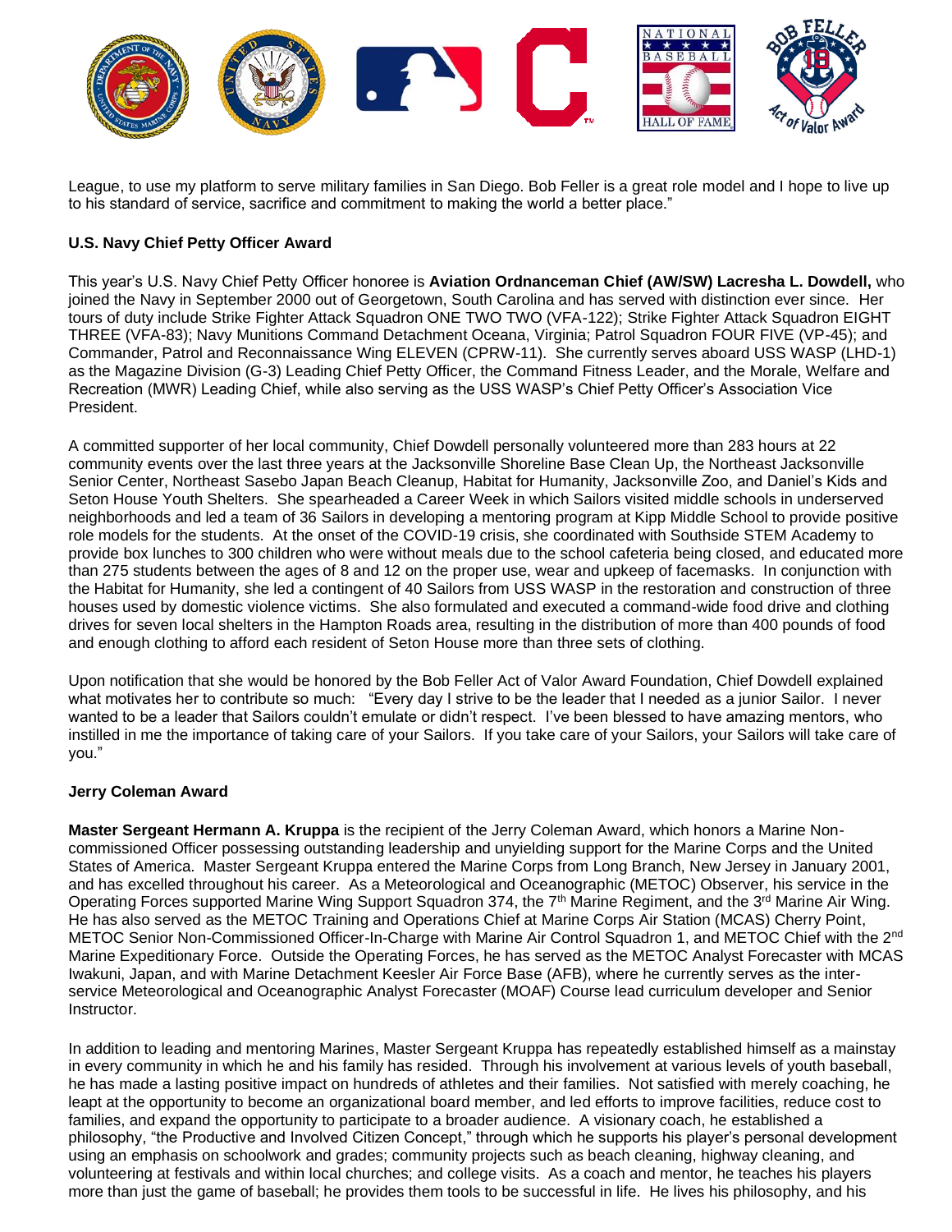League, to use my platform to serve military families in San Diego. Bob Feller is a great role model and I hope to live up to his standard of service, sacrifice and commitment to making the world a better place."

**U.S. Navy Chief Petty Officer Award**

This year's U.S. Navy Chief Petty Officer honoree is **Aviation Ordnanceman Chief (AW/SW) Lacresha L. Dowdell,** who joined the Navy in September 2000 out of Georgetown, South Carolina and has served with distinction ever since. Her tours of duty include Strike Fighter Attack Squadron ONE TWO TWO (VFA-122); Strike Fighter Attack Squadron EIGHT THREE (VFA-83); Navy Munitions Command Detachment Oceana, Virginia; Patrol Squadron FOUR FIVE (VP-45); and Commander, Patrol and Reconnaissance Wing ELEVEN (CPRW-11). She currently serves aboard USS WASP (LHD-1) as the Magazine Division (G-3) Leading Chief Petty Officer, the Command Fitness Leader, and the Morale, Welfare and Recreation (MWR) Leading Chief, while also serving as the USS WASP's Chief Petty Officer's Association Vice President.

A committed supporter of her local community, Chief Dowdell personally volunteered more than 283 hours at 22 community events over the last three years at the Jacksonville Shoreline Base Clean Up, the Northeast Jacksonville Senior Center, Northeast Sasebo Japan Beach Cleanup, Habitat for Humanity, Jacksonville Zoo, and Daniel's Kids and Seton House Youth Shelters. She spearheaded a Career Week in which Sailors visited middle schools in underserved neighborhoods and led a team of 36 Sailors in developing a mentoring program at Kipp Middle School to provide positive role models for the students. At the onset of the COVID-19 crisis, she coordinated with Southside STEM Academy to provide box lunches to 300 children who were without meals due to the school cafeteria being closed, and educated more than 275 students between the ages of 8 and 12 on the proper use, wear and upkeep of facemasks. In conjunction with the Habitat for Humanity, she led a contingent of 40 Sailors from USS WASP in the restoration and construction of three houses used by domestic violence victims. She also formulated and executed a command-wide food drive and clothing drives for seven local shelters in the Hampton Roads area, resulting in the distribution of more than 400 pounds of food and enough clothing to afford each resident of Seton House more than three sets of clothing.

Upon notification that she would be honored by the Bob Feller Act of Valor Award Foundation, Chief Dowdell explained what motivates her to contribute so much: "Every day I strive to be the leader that I needed as a junior Sailor. I never wanted to be a leader that Sailors couldn't emulate or didn't respect. I've been blessed to have amazing mentors, who instilled in me the importance of taking care of your Sailors. If you take care of your Sailors, your Sailors will take care of you."

**Jerry Coleman Award**

**Master Sergeant Hermann A. Kruppa** is the recipient of the Jerry Coleman Award, which honors a Marine Non-commissioned Officer possessing outstanding leadership and unyielding support for the Marine Corps and the United States of America. Master Sergeant Kruppa entered the Marine Corps from Long Branch, New Jersey in January 2001, and has excelled throughout his career. As a Meteorological and Oceanographic (METOC) Observer, his service in the Operating Forces supported Marine Wing Support Squadron 374, the 7th Marine Regiment, and the 3rd Marine Air Wing. He has also served as the METOC Training and Operations Chief at Marine Corps Air Station (MCAS) Cherry Point, METOC Senior Non-Commissioned Officer-In-Charge with Marine Air Control Squadron 1, and METOC Chief with the 2nd Marine Expeditionary Force. Outside the Operating Forces, he has served as the METOC Analyst Forecaster with MCAS Iwakuni, Japan, and with Marine Detachment Keesler Air Force Base (AFB), where he currently serves as the inter-service Meteorological and Oceanographic Analyst Forecaster (MOAF) Course lead curriculum developer and Senior Instructor.

In addition to leading and mentoring Marines, Master Sergeant Kruppa has repeatedly established himself as a mainstay in every community in which he and his family has resided. Through his involvement at various levels of youth baseball, he has made a lasting positive impact on hundreds of athletes and their families. Not satisfied with merely coaching, he leapt at the opportunity to become an organizational board member, and led efforts to improve facilities, reduce cost to families, and expand the opportunity to participate to a broader audience. A visionary coach, he established a philosophy, "the Productive and Involved Citizen Concept," through which he supports his player's personal development using an emphasis on schoolwork and grades; community projects such as beach cleaning, highway cleaning, and volunteering at festivals and within local churches; and college visits. As a coach and mentor, he teaches his players more than just the game of baseball; he provides them tools to be successful in life. He lives his philosophy, and his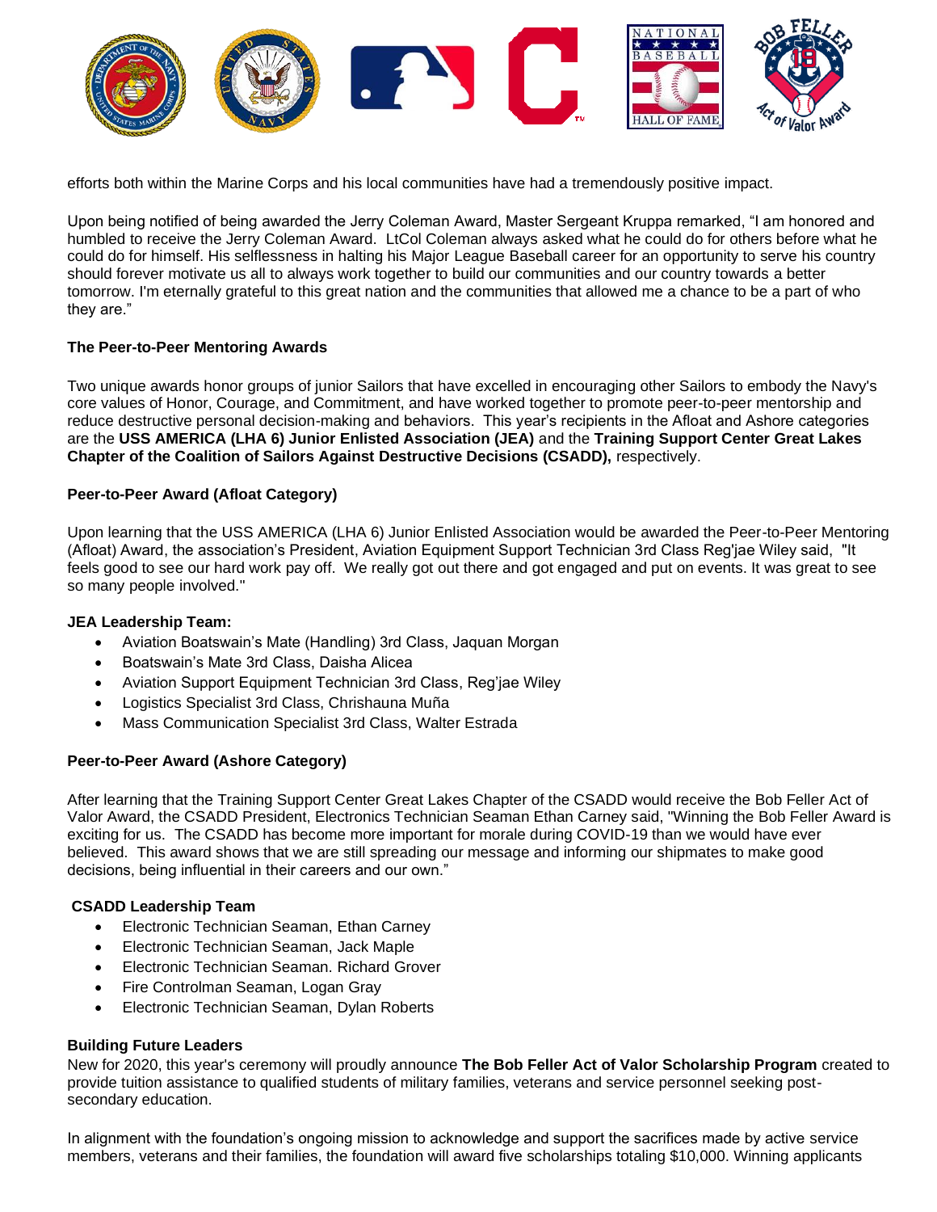efforts both within the Marine Corps and his local communities have had a tremendously positive impact.

Upon being notified of being awarded the Jerry Coleman Award, Master Sergeant Kruppa remarked, "I am honored and humbled to receive the Jerry Coleman Award. LtCol Coleman always asked what he could do for others before what he could do for himself. His selflessness in halting his Major League Baseball career for an opportunity to serve his country should forever motivate us all to always work together to build our communities and our country towards a better tomorrow. I'm eternally grateful to this great nation and the communities that allowed me a chance to be a part of who they are."

**The Peer-to-Peer Mentoring Awards**

Two unique awards honor groups of junior Sailors that have excelled in encouraging other Sailors to embody the Navy's core values of Honor, Courage, and Commitment, and have worked together to promote peer-to-peer mentorship and reduce destructive personal decision-making and behaviors. This year's recipients in the Afloat and Ashore categories are the **USS AMERICA (LHA 6) Junior Enlisted Association (JEA)** and the **Training Support Center Great Lakes Chapter of the Coalition of Sailors Against Destructive Decisions (CSADD),** respectively.

**Peer-to-Peer Award (Afloat Category)**

Upon learning that the USS AMERICA (LHA 6) Junior Enlisted Association would be awarded the Peer-to-Peer Mentoring (Afloat) Award, the association's President, Aviation Equipment Support Technician 3rd Class Reg'jae Wiley said, "It feels good to see our hard work pay off. We really got out there and got engaged and put on events. It was great to see so many people involved."

**JEA Leadership Team:**

- Aviation Boatswain's Mate (Handling) 3rd Class, Jaquan Morgan
- Boatswain's Mate 3rd Class, Daisha Alicea
- Aviation Support Equipment Technician 3rd Class, Reg'jae Wiley
- Logistics Specialist 3rd Class, Chrishauna Muña
- Mass Communication Specialist 3rd Class, Walter Estrada

**Peer-to-Peer Award (Ashore Category)**

After learning that the Training Support Center Great Lakes Chapter of the CSADD would receive the Bob Feller Act of Valor Award, the CSADD President, Electronics Technician Seaman Ethan Carney said, "Winning the Bob Feller Award is exciting for us. The CSADD has become more important for morale during COVID-19 than we would have ever believed. This award shows that we are still spreading our message and informing our shipmates to make good decisions, being influential in their careers and our own."

**CSADD Leadership Team**

- Electronic Technician Seaman, Ethan Carney
- Electronic Technician Seaman, Jack Maple
- Electronic Technician Seaman. Richard Grover
- Fire Controlman Seaman, Logan Gray
- Electronic Technician Seaman, Dylan Roberts

**Building Future Leaders**

New for 2020, this year's ceremony will proudly announce **The Bob Feller Act of Valor Scholarship Program** created to provide tuition assistance to qualified students of military families, veterans and service personnel seeking post-secondary education.

In alignment with the foundation's ongoing mission to acknowledge and support the sacrifices made by active service members, veterans and their families, the foundation will award five scholarships totaling $10,000. Winning applicants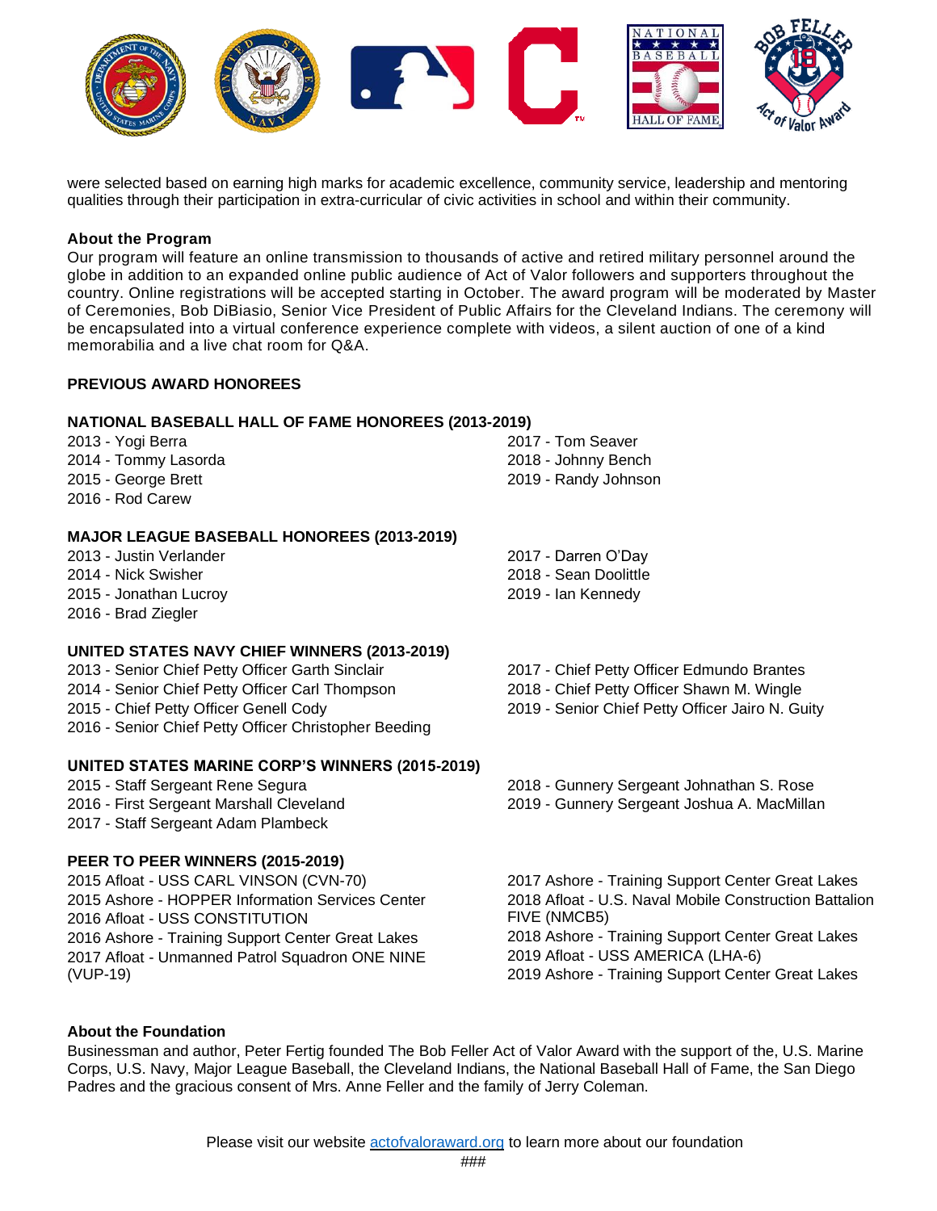were selected based on earning high marks for academic excellence, community service, leadership and mentoring qualities through their participation in extra-curricular of civic activities in school and within their community.

**About the Program**

Our program will feature an online transmission to thousands of active and retired military personnel around the globe in addition to an expanded online public audience of Act of Valor followers and supporters throughout the country. Online registrations will be accepted starting in October. The award program will be moderated by Master of Ceremonies, Bob DiBiasio, Senior Vice President of Public Affairs for the Cleveland Indians. The ceremony will be encapsulated into a virtual conference experience complete with videos, a silent auction of one of a kind memorabilia and a live chat room for Q&A.

**PREVIOUS AWARD HONOREES**

**NATIONAL BASEBALL HALL OF FAME HONOREES (2013-2019)**

2013 - Yogi Berra
2014 - Tommy Lasorda
2015 - George Brett
2016 - Rod Carew
2017 - Tom Seaver
2018 - Johnny Bench
2019 - Randy Johnson

**MAJOR LEAGUE BASEBALL HONOREES (2013-2019)**

2013 - Justin Verlander
2014 - Nick Swisher
2015 - Jonathan Lucroy
2016 - Brad Ziegler
2017 - Darren O'Day
2018 - Sean Doolittle
2019 - Ian Kennedy

**UNITED STATES NAVY CHIEF WINNERS (2013-2019)**

2013 - Senior Chief Petty Officer Garth Sinclair
2014 - Senior Chief Petty Officer Carl Thompson
2015 - Chief Petty Officer Genell Cody
2016 - Senior Chief Petty Officer Christopher Beeding
2017 - Chief Petty Officer Edmundo Brantes
2018 - Chief Petty Officer Shawn M. Wingle
2019 - Senior Chief Petty Officer Jairo N. Guity

**UNITED STATES MARINE CORP'S WINNERS (2015-2019)**

2015 - Staff Sergeant Rene Segura
2016 - First Sergeant Marshall Cleveland
2017 - Staff Sergeant Adam Plambeck
2018 - Gunnery Sergeant Johnathan S. Rose
2019 - Gunnery Sergeant Joshua A. MacMillan

**PEER TO PEER WINNERS (2015-2019)**

2015 Afloat - USS CARL VINSON (CVN-70)
2015 Ashore - HOPPER Information Services Center
2016 Afloat - USS CONSTITUTION
2016 Ashore - Training Support Center Great Lakes
2017 Afloat - Unmanned Patrol Squadron ONE NINE (VUP-19)
2017 Ashore - Training Support Center Great Lakes
2018 Afloat - U.S. Naval Mobile Construction Battalion FIVE (NMCB5)
2018 Ashore - Training Support Center Great Lakes
2019 Afloat - USS AMERICA (LHA-6)
2019 Ashore - Training Support Center Great Lakes

**About the Foundation**

Businessman and author, Peter Fertig founded The Bob Feller Act of Valor Award with the support of the, U.S. Marine Corps, U.S. Navy, Major League Baseball, the Cleveland Indians, the National Baseball Hall of Fame, the San Diego Padres and the gracious consent of Mrs. Anne Feller and the family of Jerry Coleman.

Please visit our website actofvaloraward.org to learn more about our foundation

###